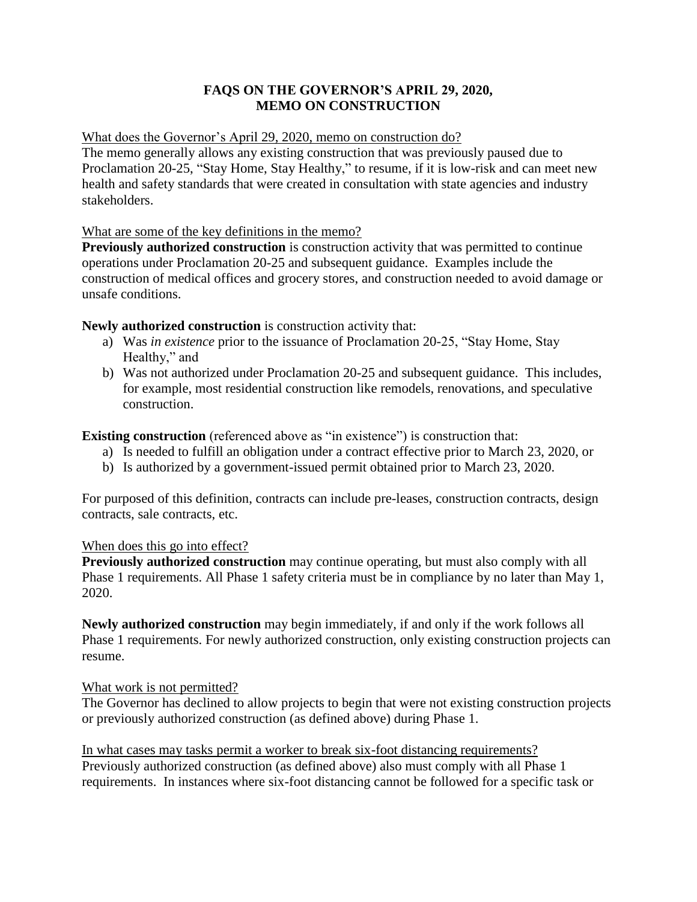# FAQS ON THE GOVERNOR'S APRIL 29, 2020, MEMO ON CONSTRUCTION

<u>What does the Governor's April 29, 2020, memo on construction do?</u>
The memo generally allows any existing construction that was previously paused due to Proclamation 20-25, "Stay Home, Stay Healthy," to resume, if it is low-risk and can meet new health and safety standards that were created in consultation with state agencies and industry stakeholders.

<u>What are some of the key definitions in the memo?</u>
**Previously authorized construction** is construction activity that was permitted to continue operations under Proclamation 20-25 and subsequent guidance. Examples include the construction of medical offices and grocery stores, and construction needed to avoid damage or unsafe conditions.

**Newly authorized construction** is construction activity that:

a) Was *in existence* prior to the issuance of Proclamation 20-25, "Stay Home, Stay Healthy," and
b) Was not authorized under Proclamation 20-25 and subsequent guidance. This includes, for example, most residential construction like remodels, renovations, and speculative construction.

**Existing construction** (referenced above as "in existence") is construction that:

a) Is needed to fulfill an obligation under a contract effective prior to March 23, 2020, or
b) Is authorized by a government-issued permit obtained prior to March 23, 2020.

For purposed of this definition, contracts can include pre-leases, construction contracts, design contracts, sale contracts, etc.

<u>When does this go into effect?</u>
**Previously authorized construction** may continue operating, but must also comply with all Phase 1 requirements. All Phase 1 safety criteria must be in compliance by no later than May 1, 2020.

**Newly authorized construction** may begin immediately, if and only if the work follows all Phase 1 requirements. For newly authorized construction, only existing construction projects can resume.

<u>What work is not permitted?</u>
The Governor has declined to allow projects to begin that were not existing construction projects or previously authorized construction (as defined above) during Phase 1.

<u>In what cases may tasks permit a worker to break six-foot distancing requirements?</u>
Previously authorized construction (as defined above) also must comply with all Phase 1 requirements. In instances where six-foot distancing cannot be followed for a specific task or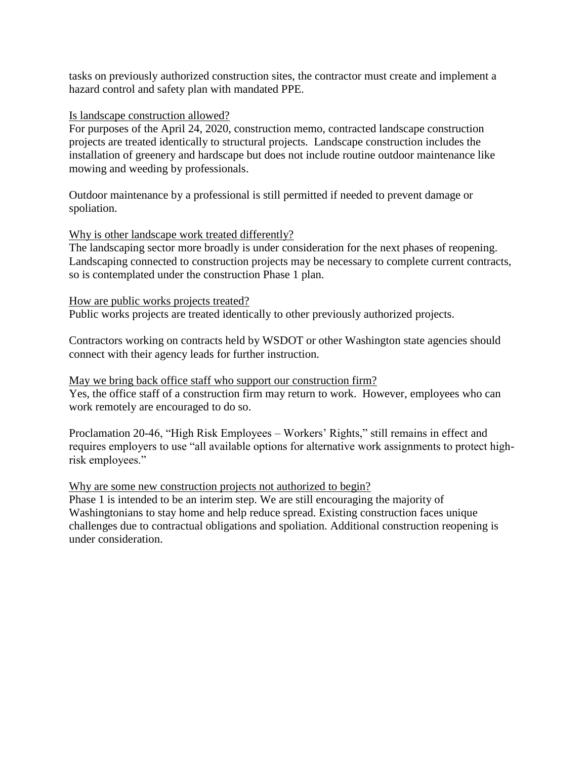tasks on previously authorized construction sites, the contractor must create and implement a hazard control and safety plan with mandated PPE.

<u>Is landscape construction allowed?</u>

For purposes of the April 24, 2020, construction memo, contracted landscape construction projects are treated identically to structural projects. Landscape construction includes the installation of greenery and hardscape but does not include routine outdoor maintenance like mowing and weeding by professionals.

Outdoor maintenance by a professional is still permitted if needed to prevent damage or spoliation.

<u>Why is other landscape work treated differently?</u>

The landscaping sector more broadly is under consideration for the next phases of reopening. Landscaping connected to construction projects may be necessary to complete current contracts, so is contemplated under the construction Phase 1 plan.

<u>How are public works projects treated?</u>

Public works projects are treated identically to other previously authorized projects.

Contractors working on contracts held by WSDOT or other Washington state agencies should connect with their agency leads for further instruction.

<u>May we bring back office staff who support our construction firm?</u>

Yes, the office staff of a construction firm may return to work. However, employees who can work remotely are encouraged to do so.

Proclamation 20-46, "High Risk Employees – Workers' Rights," still remains in effect and requires employers to use "all available options for alternative work assignments to protect high-risk employees."

<u>Why are some new construction projects not authorized to begin?</u>

Phase 1 is intended to be an interim step. We are still encouraging the majority of Washingtonians to stay home and help reduce spread. Existing construction faces unique challenges due to contractual obligations and spoliation. Additional construction reopening is under consideration.